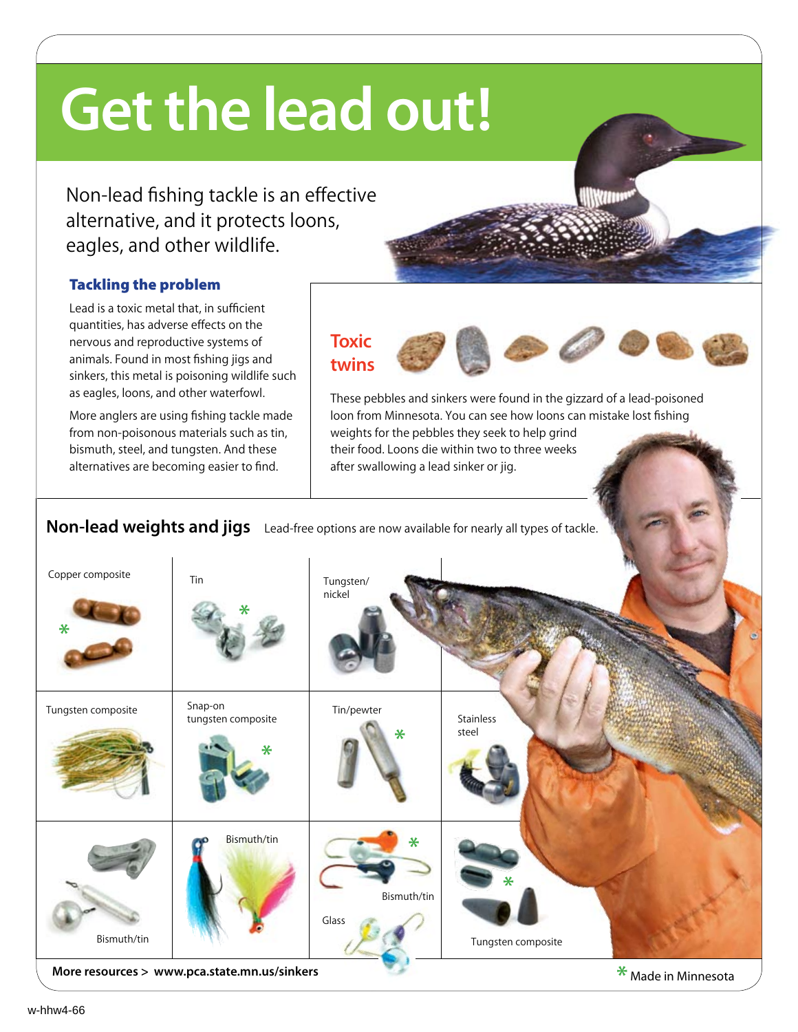# Get the lead out!

Non-lead fishing tackle is an effective alternative, and it protects loons, eagles, and other wildlife.

### Tackling the problem

Lead is a toxic metal that, in sufficient quantities, has adverse effects on the nervous and reproductive systems of animals. Found in most fishing jigs and sinkers, this metal is poisoning wildlife such as eagles, loons, and other waterfowl.

More anglers are using fishing tackle made from non-poisonous materials such as tin, bismuth, steel, and tungsten. And these alternatives are becoming easier to find.

### Toxic twins

These pebbles and sinkers were found in the gizzard of a lead-poisoned loon from Minnesota. You can see how loons can mistake lost fishing weights for the pebbles they seek to help grind their food. Loons die within two to three weeks after swallowing a lead sinker or jig.

## Non-lead weights and jigs

Lead-free options are now available for nearly all types of tackle.

- Copper composite *
- Tin *
- Tungsten/nickel
- Tungsten composite
- Snap-on tungsten composite *
- Tin/pewter *
- Stainless steel
- Bismuth/tin
- Bismuth/tin
- Bismuth/tin *
- Glass
- Tungsten composite *

More resources > www.pca.state.mn.us/sinkers

\* Made in Minnesota

w-hhw4-66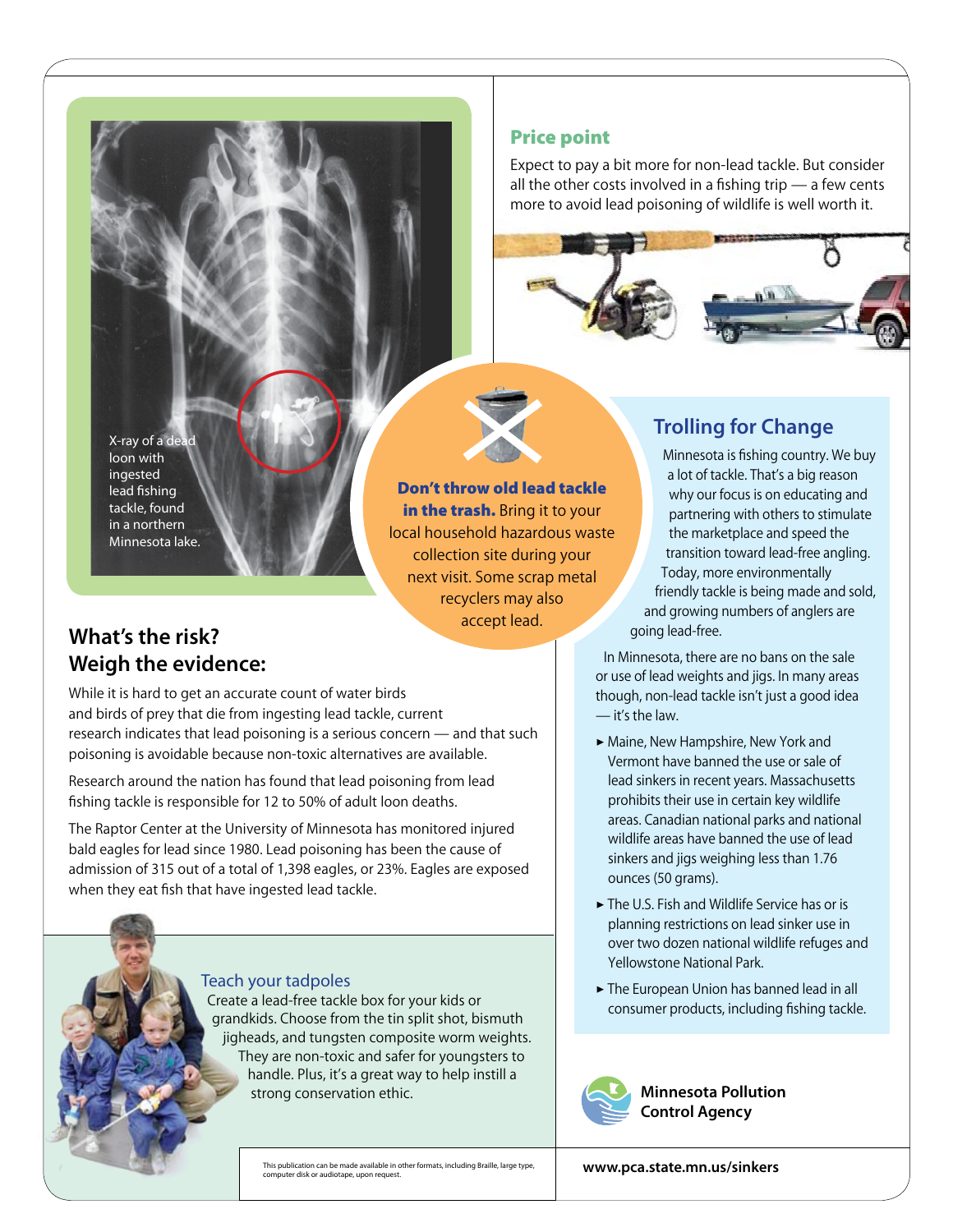X-ray of a dead loon with ingested lead fishing tackle, found in a northern Minnesota lake.

**Don't throw old lead tackle in the trash.** Bring it to your local household hazardous waste collection site during your next visit. Some scrap metal recyclers may also accept lead.

## What's the risk? Weigh the evidence:

While it is hard to get an accurate count of water birds and birds of prey that die from ingesting lead tackle, current research indicates that lead poisoning is a serious concern — and that such poisoning is avoidable because non-toxic alternatives are available.

Research around the nation has found that lead poisoning from lead fishing tackle is responsible for 12 to 50% of adult loon deaths.

The Raptor Center at the University of Minnesota has monitored injured bald eagles for lead since 1980. Lead poisoning has been the cause of admission of 315 out of a total of 1,398 eagles, or 23%. Eagles are exposed when they eat fish that have ingested lead tackle.

### Teach your tadpoles

Create a lead-free tackle box for your kids or grandkids. Choose from the tin split shot, bismuth jigheads, and tungsten composite worm weights. They are non-toxic and safer for youngsters to handle. Plus, it's a great way to help instill a strong conservation ethic.

## Price point

Expect to pay a bit more for non-lead tackle. But consider all the other costs involved in a fishing trip — a few cents more to avoid lead poisoning of wildlife is well worth it.

## Trolling for Change

Minnesota is fishing country. We buy a lot of tackle. That's a big reason why our focus is on educating and partnering with others to stimulate the marketplace and speed the transition toward lead-free angling. Today, more environmentally friendly tackle is being made and sold, and growing numbers of anglers are going lead-free.

In Minnesota, there are no bans on the sale or use of lead weights and jigs. In many areas though, non-lead tackle isn't just a good idea — it's the law.

- Maine, New Hampshire, New York and Vermont have banned the use or sale of lead sinkers in recent years. Massachusetts prohibits their use in certain key wildlife areas. Canadian national parks and national wildlife areas have banned the use of lead sinkers and jigs weighing less than 1.76 ounces (50 grams).
- The U.S. Fish and Wildlife Service has or is planning restrictions on lead sinker use in over two dozen national wildlife refuges and Yellowstone National Park.
- The European Union has banned lead in all consumer products, including fishing tackle.

**Minnesota Pollution Control Agency**

This publication can be made available in other formats, including Braille, large type, computer disk or audiotape, upon request.

**www.pca.state.mn.us/sinkers**